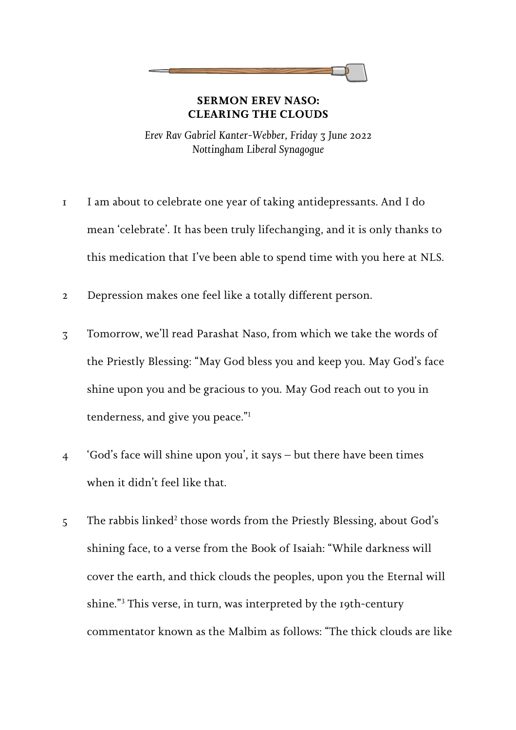# SERMON EREV NASO: CLEARING THE CLOUDS

*Erev Rav Gabriel Kanter-Webber, Friday 3 June 2022*
*Nottingham Liberal Synagogue*

1 I am about to celebrate one year of taking antidepressants. And I do mean 'celebrate'. It has been truly lifechanging, and it is only thanks to this medication that I've been able to spend time with you here at NLS.

2 Depression makes one feel like a totally different person.

3 Tomorrow, we'll read Parashat Naso, from which we take the words of the Priestly Blessing: "May God bless you and keep you. May God's face shine upon you and be gracious to you. May God reach out to you in tenderness, and give you peace."[1]

4 'God's face will shine upon you', it says – but there have been times when it didn't feel like that.

5 The rabbis linked[2] those words from the Priestly Blessing, about God's shining face, to a verse from the Book of Isaiah: "While darkness will cover the earth, and thick clouds the peoples, upon you the Eternal will shine."[3] This verse, in turn, was interpreted by the 19th-century commentator known as the Malbim as follows: "The thick clouds are like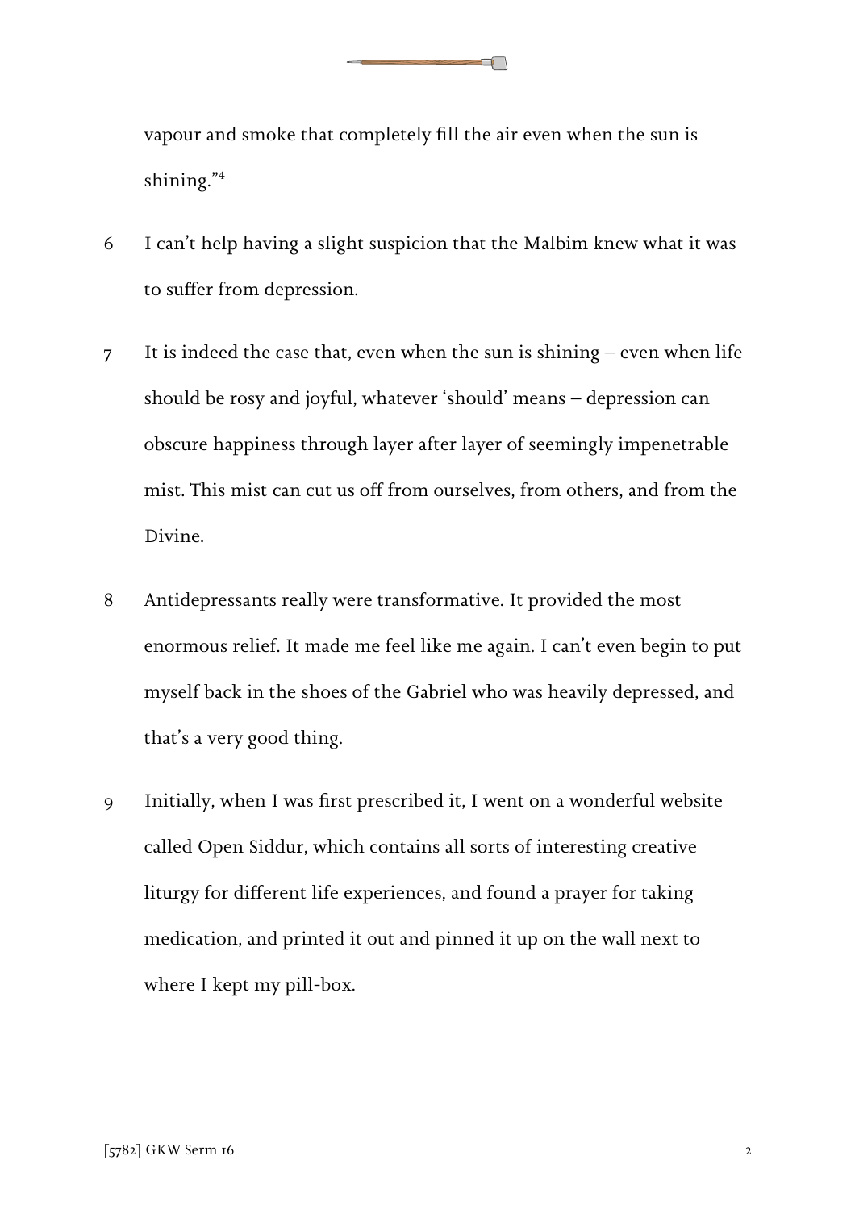vapour and smoke that completely fill the air even when the sun is shining."[4]

6 I can't help having a slight suspicion that the Malbim knew what it was to suffer from depression.

7 It is indeed the case that, even when the sun is shining – even when life should be rosy and joyful, whatever 'should' means – depression can obscure happiness through layer after layer of seemingly impenetrable mist. This mist can cut us off from ourselves, from others, and from the Divine.

8 Antidepressants really were transformative. It provided the most enormous relief. It made me feel like me again. I can't even begin to put myself back in the shoes of the Gabriel who was heavily depressed, and that's a very good thing.

9 Initially, when I was first prescribed it, I went on a wonderful website called Open Siddur, which contains all sorts of interesting creative liturgy for different life experiences, and found a prayer for taking medication, and printed it out and pinned it up on the wall next to where I kept my pill-box.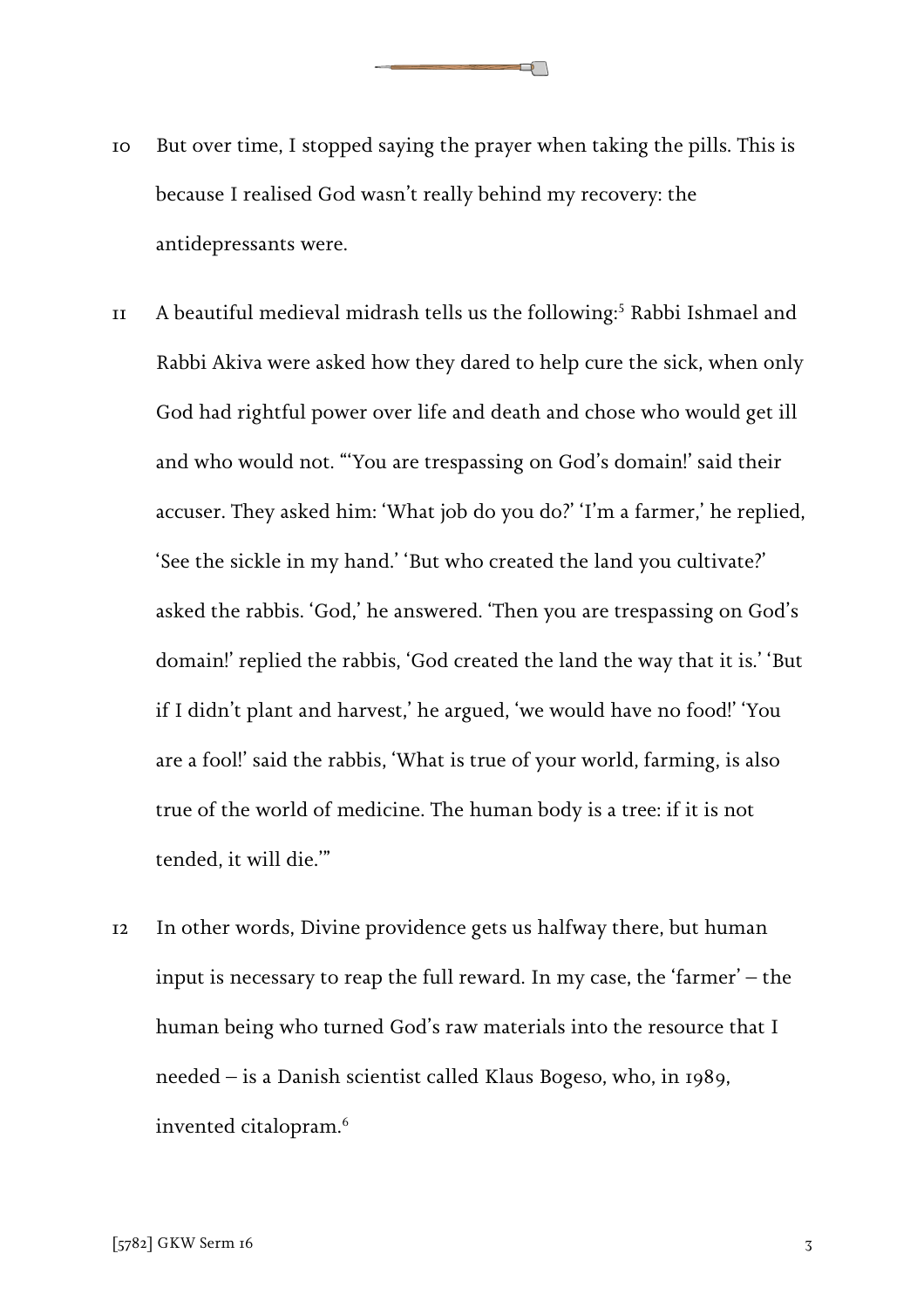10 But over time, I stopped saying the prayer when taking the pills. This is because I realised God wasn't really behind my recovery: the antidepressants were.

11 A beautiful medieval midrash tells us the following:[5] Rabbi Ishmael and Rabbi Akiva were asked how they dared to help cure the sick, when only God had rightful power over life and death and chose who would get ill and who would not. "'You are trespassing on God's domain!' said their accuser. They asked him: 'What job do you do?' 'I'm a farmer,' he replied, 'See the sickle in my hand.' 'But who created the land you cultivate?' asked the rabbis. 'God,' he answered. 'Then you are trespassing on God's domain!' replied the rabbis, 'God created the land the way that it is.' 'But if I didn't plant and harvest,' he argued, 'we would have no food!' 'You are a fool!' said the rabbis, 'What is true of your world, farming, is also true of the world of medicine. The human body is a tree: if it is not tended, it will die.'"

12 In other words, Divine providence gets us halfway there, but human input is necessary to reap the full reward. In my case, the 'farmer' – the human being who turned God's raw materials into the resource that I needed – is a Danish scientist called Klaus Bogeso, who, in 1989, invented citalopram.[6]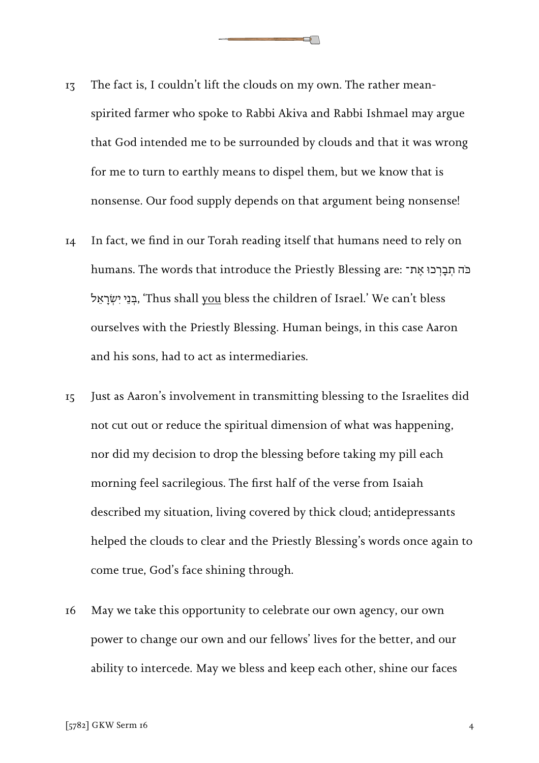13 The fact is, I couldn't lift the clouds on my own. The rather mean-spirited farmer who spoke to Rabbi Akiva and Rabbi Ishmael may argue that God intended me to be surrounded by clouds and that it was wrong for me to turn to earthly means to dispel them, but we know that is nonsense. Our food supply depends on that argument being nonsense!

14 In fact, we find in our Torah reading itself that humans need to rely on humans. The words that introduce the Priestly Blessing are: כֹּה תְבָרְכוּ אֶת־בְּנֵי יִשְׂרָאֵל, 'Thus shall <u>you</u> bless the children of Israel.' We can't bless ourselves with the Priestly Blessing. Human beings, in this case Aaron and his sons, had to act as intermediaries.

15 Just as Aaron's involvement in transmitting blessing to the Israelites did not cut out or reduce the spiritual dimension of what was happening, nor did my decision to drop the blessing before taking my pill each morning feel sacrilegious. The first half of the verse from Isaiah described my situation, living covered by thick cloud; antidepressants helped the clouds to clear and the Priestly Blessing's words once again to come true, God's face shining through.

16 May we take this opportunity to celebrate our own agency, our own power to change our own and our fellows' lives for the better, and our ability to intercede. May we bless and keep each other, shine our faces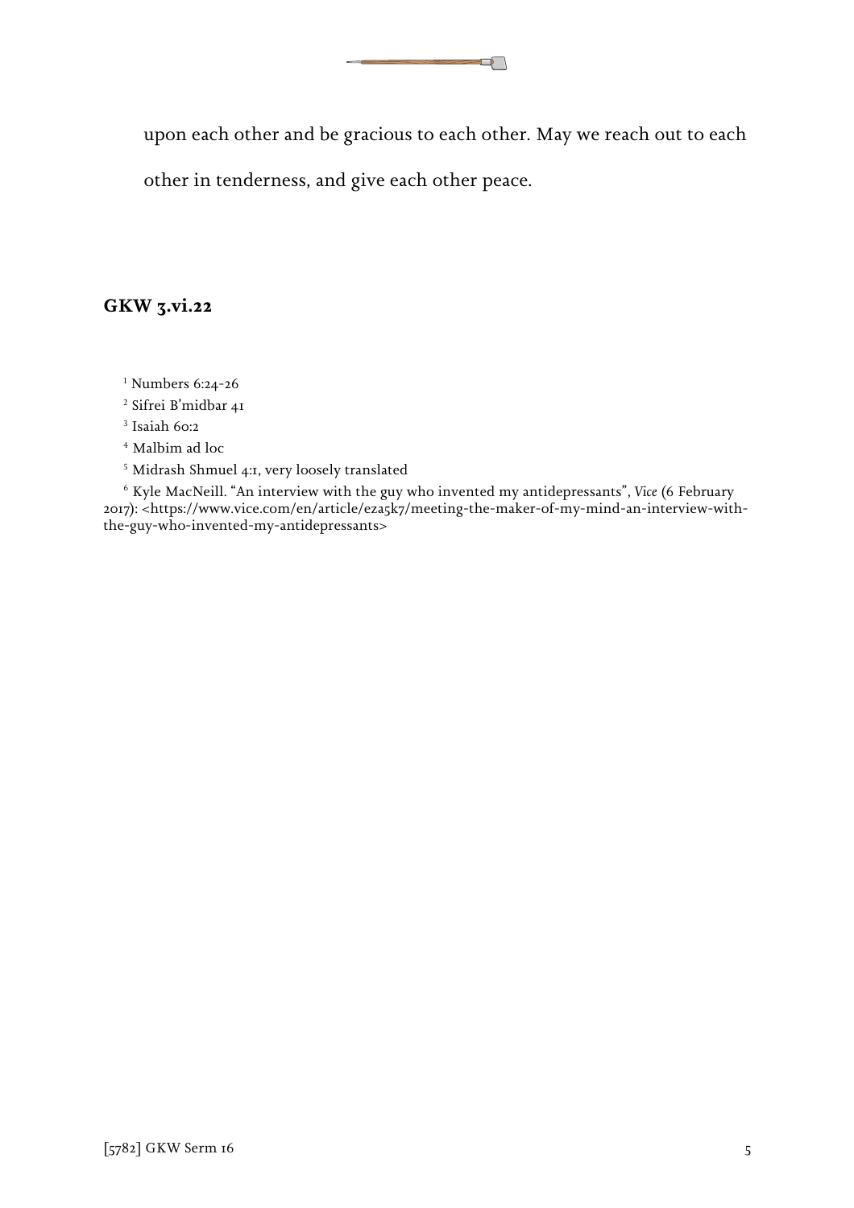upon each other and be gracious to each other. May we reach out to each other in tenderness, and give each other peace.

**GKW 3.vi.22**

[1] Numbers 6:24-26

[2] Sifrei B'midbar 41

[3] Isaiah 60:2

[4] Malbim ad loc

[5] Midrash Shmuel 4:1, very loosely translated

[6] Kyle MacNeill. "An interview with the guy who invented my antidepressants", *Vice* (6 February 2017): <https://www.vice.com/en/article/eza5k7/meeting-the-maker-of-my-mind-an-interview-with-the-guy-who-invented-my-antidepressants>